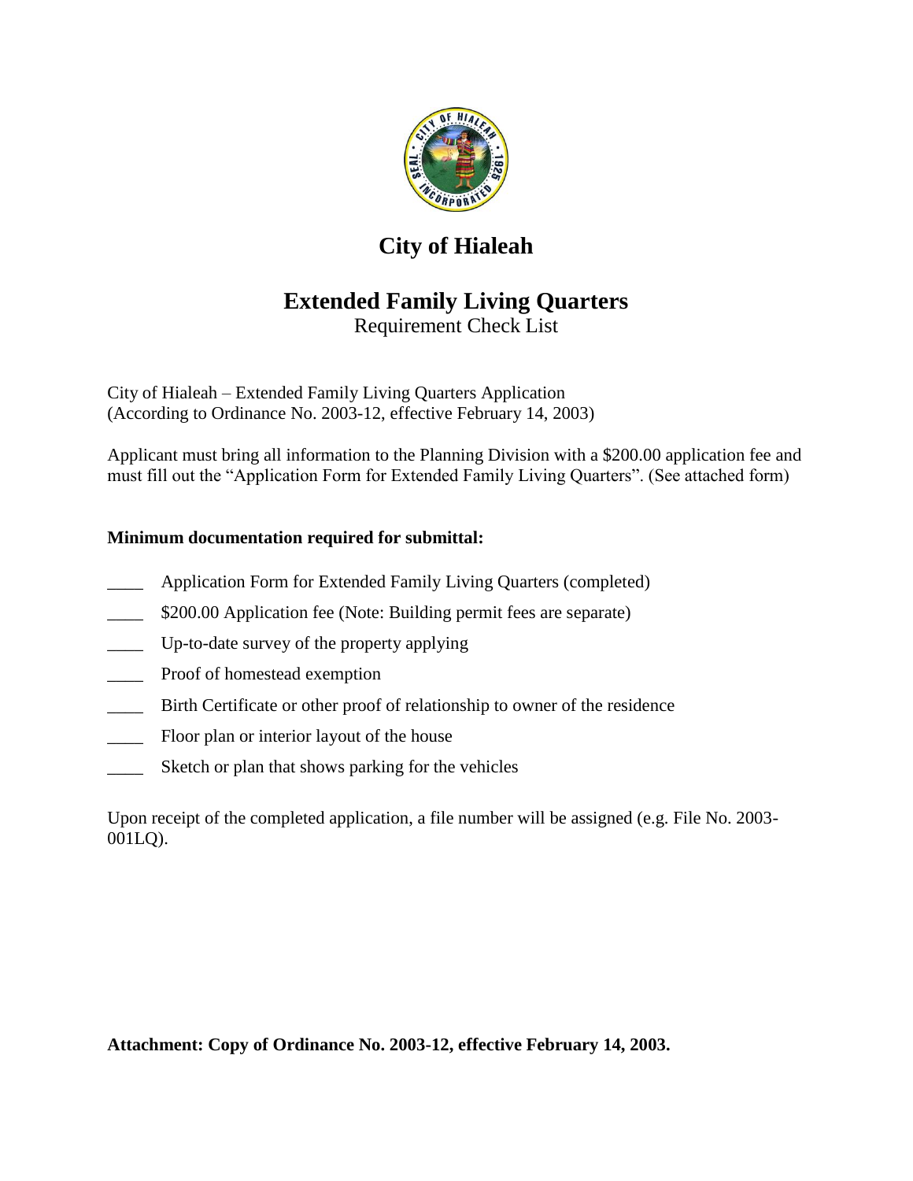# City of Hialeah

## Extended Family Living Quarters

Requirement Check List

City of Hialeah – Extended Family Living Quarters Application
(According to Ordinance No. 2003-12, effective February 14, 2003)

Applicant must bring all information to the Planning Division with a $200.00 application fee and must fill out the "Application Form for Extended Family Living Quarters". (See attached form)

**Minimum documentation required for submittal:**

____ Application Form for Extended Family Living Quarters (completed)

____ $200.00 Application fee (Note: Building permit fees are separate)

____ Up-to-date survey of the property applying

____ Proof of homestead exemption

____ Birth Certificate or other proof of relationship to owner of the residence

____ Floor plan or interior layout of the house

____ Sketch or plan that shows parking for the vehicles

Upon receipt of the completed application, a file number will be assigned (e.g. File No. 2003-001LQ).

**Attachment: Copy of Ordinance No. 2003-12, effective February 14, 2003.**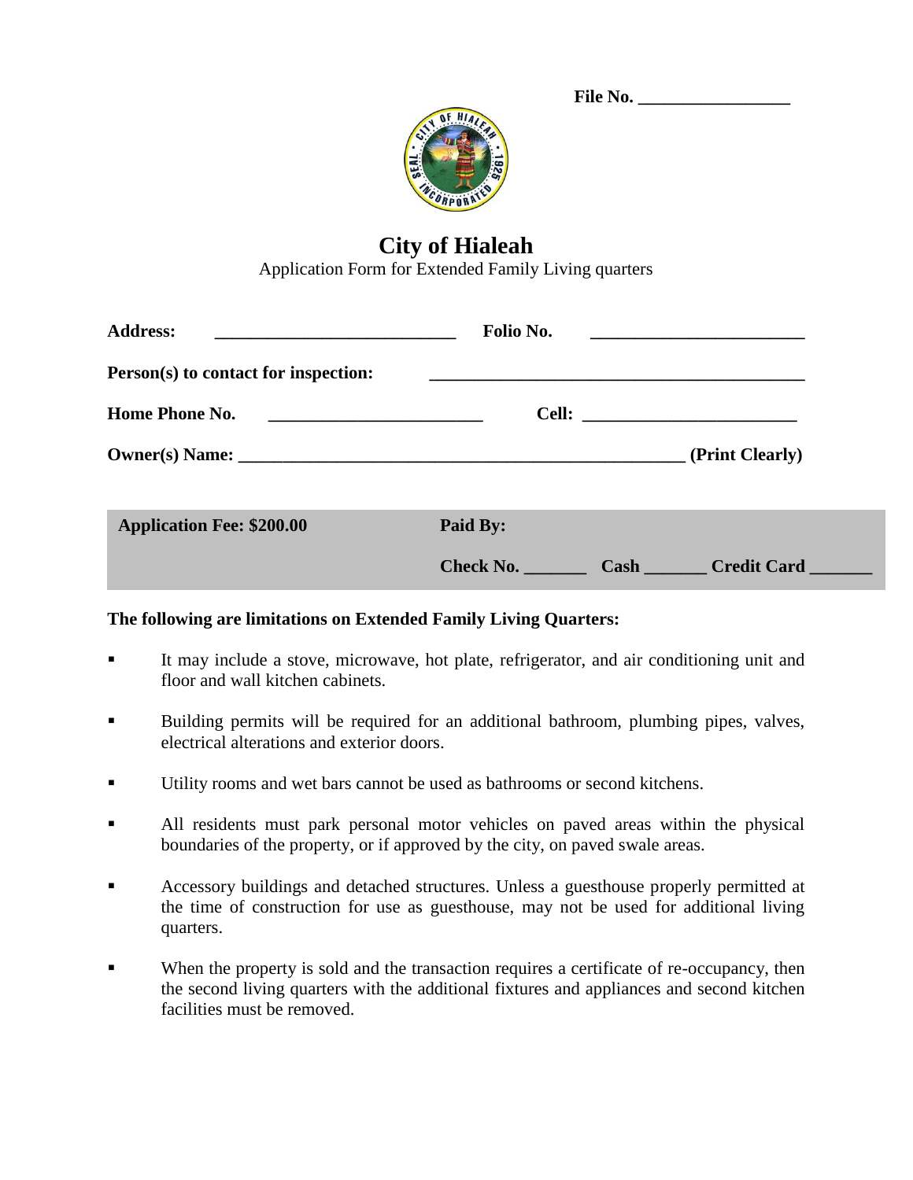**File No. _________________**

# City of Hialeah

Application Form for Extended Family Living quarters

**Address:** ___________________________ **Folio No.** ________________________

**Person(s) to contact for inspection:** ___________________________________________

**Home Phone No.** ________________________ **Cell:** ________________________

**Owner(s) Name:** ___________________________________________________ **(Print Clearly)**

| **Application Fee: $200.00** | **Paid By:** |
|---|---|
| | **Check No. _______ Cash _______ Credit Card _______** |

**The following are limitations on Extended Family Living Quarters:**

- It may include a stove, microwave, hot plate, refrigerator, and air conditioning unit and floor and wall kitchen cabinets.
- Building permits will be required for an additional bathroom, plumbing pipes, valves, electrical alterations and exterior doors.
- Utility rooms and wet bars cannot be used as bathrooms or second kitchens.
- All residents must park personal motor vehicles on paved areas within the physical boundaries of the property, or if approved by the city, on paved swale areas.
- Accessory buildings and detached structures. Unless a guesthouse properly permitted at the time of construction for use as guesthouse, may not be used for additional living quarters.
- When the property is sold and the transaction requires a certificate of re-occupancy, then the second living quarters with the additional fixtures and appliances and second kitchen facilities must be removed.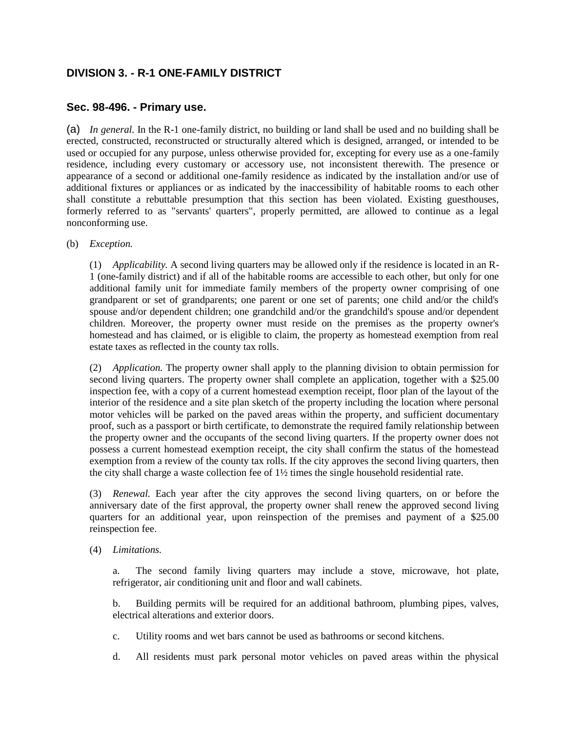## DIVISION 3. - R-1 ONE-FAMILY DISTRICT

### Sec. 98-496. - Primary use.

(a) *In general.* In the R-1 one-family district, no building or land shall be used and no building shall be erected, constructed, reconstructed or structurally altered which is designed, arranged, or intended to be used or occupied for any purpose, unless otherwise provided for, excepting for every use as a one-family residence, including every customary or accessory use, not inconsistent therewith. The presence or appearance of a second or additional one-family residence as indicated by the installation and/or use of additional fixtures or appliances or as indicated by the inaccessibility of habitable rooms to each other shall constitute a rebuttable presumption that this section has been violated. Existing guesthouses, formerly referred to as "servants' quarters", properly permitted, are allowed to continue as a legal nonconforming use.

(b) *Exception.*

(1) *Applicability.* A second living quarters may be allowed only if the residence is located in an R-1 (one-family district) and if all of the habitable rooms are accessible to each other, but only for one additional family unit for immediate family members of the property owner comprising of one grandparent or set of grandparents; one parent or one set of parents; one child and/or the child's spouse and/or dependent children; one grandchild and/or the grandchild's spouse and/or dependent children. Moreover, the property owner must reside on the premises as the property owner's homestead and has claimed, or is eligible to claim, the property as homestead exemption from real estate taxes as reflected in the county tax rolls.

(2) *Application.* The property owner shall apply to the planning division to obtain permission for second living quarters. The property owner shall complete an application, together with a $25.00 inspection fee, with a copy of a current homestead exemption receipt, floor plan of the layout of the interior of the residence and a site plan sketch of the property including the location where personal motor vehicles will be parked on the paved areas within the property, and sufficient documentary proof, such as a passport or birth certificate, to demonstrate the required family relationship between the property owner and the occupants of the second living quarters. If the property owner does not possess a current homestead exemption receipt, the city shall confirm the status of the homestead exemption from a review of the county tax rolls. If the city approves the second living quarters, then the city shall charge a waste collection fee of 1½ times the single household residential rate.

(3) *Renewal.* Each year after the city approves the second living quarters, on or before the anniversary date of the first approval, the property owner shall renew the approved second living quarters for an additional year, upon reinspection of the premises and payment of a $25.00 reinspection fee.

(4) *Limitations.*

a. The second family living quarters may include a stove, microwave, hot plate, refrigerator, air conditioning unit and floor and wall cabinets.

b. Building permits will be required for an additional bathroom, plumbing pipes, valves, electrical alterations and exterior doors.

c. Utility rooms and wet bars cannot be used as bathrooms or second kitchens.

d. All residents must park personal motor vehicles on paved areas within the physical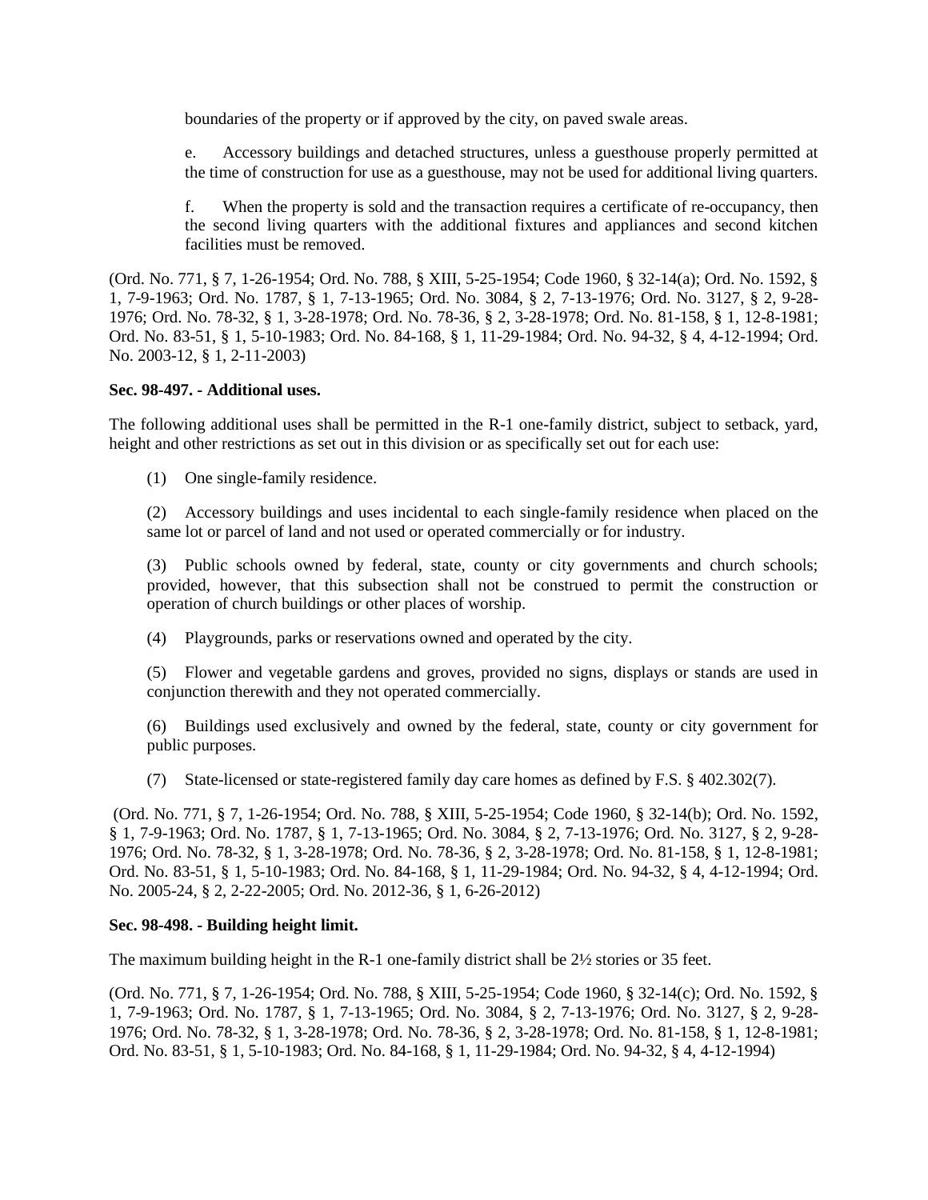boundaries of the property or if approved by the city, on paved swale areas.

e. Accessory buildings and detached structures, unless a guesthouse properly permitted at the time of construction for use as a guesthouse, may not be used for additional living quarters.

f. When the property is sold and the transaction requires a certificate of re-occupancy, then the second living quarters with the additional fixtures and appliances and second kitchen facilities must be removed.

(Ord. No. 771, § 7, 1-26-1954; Ord. No. 788, § XIII, 5-25-1954; Code 1960, § 32-14(a); Ord. No. 1592, § 1, 7-9-1963; Ord. No. 1787, § 1, 7-13-1965; Ord. No. 3084, § 2, 7-13-1976; Ord. No. 3127, § 2, 9-28-1976; Ord. No. 78-32, § 1, 3-28-1978; Ord. No. 78-36, § 2, 3-28-1978; Ord. No. 81-158, § 1, 12-8-1981; Ord. No. 83-51, § 1, 5-10-1983; Ord. No. 84-168, § 1, 11-29-1984; Ord. No. 94-32, § 4, 4-12-1994; Ord. No. 2003-12, § 1, 2-11-2003)

**Sec. 98-497. - Additional uses.**

The following additional uses shall be permitted in the R-1 one-family district, subject to setback, yard, height and other restrictions as set out in this division or as specifically set out for each use:

(1) One single-family residence.

(2) Accessory buildings and uses incidental to each single-family residence when placed on the same lot or parcel of land and not used or operated commercially or for industry.

(3) Public schools owned by federal, state, county or city governments and church schools; provided, however, that this subsection shall not be construed to permit the construction or operation of church buildings or other places of worship.

(4) Playgrounds, parks or reservations owned and operated by the city.

(5) Flower and vegetable gardens and groves, provided no signs, displays or stands are used in conjunction therewith and they not operated commercially.

(6) Buildings used exclusively and owned by the federal, state, county or city government for public purposes.

(7) State-licensed or state-registered family day care homes as defined by F.S. § 402.302(7).

(Ord. No. 771, § 7, 1-26-1954; Ord. No. 788, § XIII, 5-25-1954; Code 1960, § 32-14(b); Ord. No. 1592, § 1, 7-9-1963; Ord. No. 1787, § 1, 7-13-1965; Ord. No. 3084, § 2, 7-13-1976; Ord. No. 3127, § 2, 9-28-1976; Ord. No. 78-32, § 1, 3-28-1978; Ord. No. 78-36, § 2, 3-28-1978; Ord. No. 81-158, § 1, 12-8-1981; Ord. No. 83-51, § 1, 5-10-1983; Ord. No. 84-168, § 1, 11-29-1984; Ord. No. 94-32, § 4, 4-12-1994; Ord. No. 2005-24, § 2, 2-22-2005; Ord. No. 2012-36, § 1, 6-26-2012)

**Sec. 98-498. - Building height limit.**

The maximum building height in the R-1 one-family district shall be 2½ stories or 35 feet.

(Ord. No. 771, § 7, 1-26-1954; Ord. No. 788, § XIII, 5-25-1954; Code 1960, § 32-14(c); Ord. No. 1592, § 1, 7-9-1963; Ord. No. 1787, § 1, 7-13-1965; Ord. No. 3084, § 2, 7-13-1976; Ord. No. 3127, § 2, 9-28-1976; Ord. No. 78-32, § 1, 3-28-1978; Ord. No. 78-36, § 2, 3-28-1978; Ord. No. 81-158, § 1, 12-8-1981; Ord. No. 83-51, § 1, 5-10-1983; Ord. No. 84-168, § 1, 11-29-1984; Ord. No. 94-32, § 4, 4-12-1994)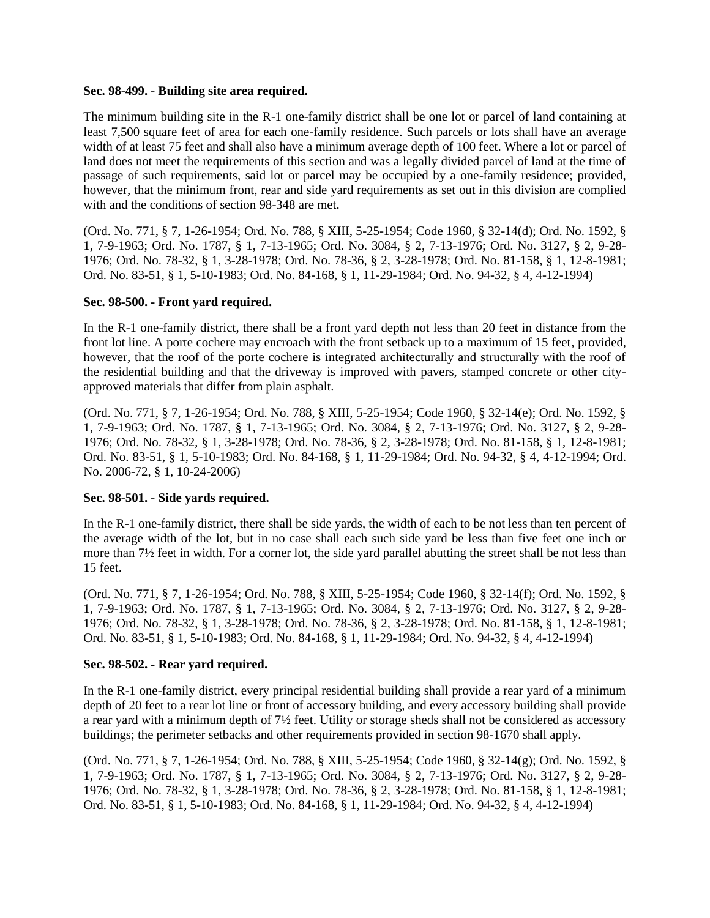**Sec. 98-499. - Building site area required.**

The minimum building site in the R-1 one-family district shall be one lot or parcel of land containing at least 7,500 square feet of area for each one-family residence. Such parcels or lots shall have an average width of at least 75 feet and shall also have a minimum average depth of 100 feet. Where a lot or parcel of land does not meet the requirements of this section and was a legally divided parcel of land at the time of passage of such requirements, said lot or parcel may be occupied by a one-family residence; provided, however, that the minimum front, rear and side yard requirements as set out in this division are complied with and the conditions of section 98-348 are met.

(Ord. No. 771, § 7, 1-26-1954; Ord. No. 788, § XIII, 5-25-1954; Code 1960, § 32-14(d); Ord. No. 1592, § 1, 7-9-1963; Ord. No. 1787, § 1, 7-13-1965; Ord. No. 3084, § 2, 7-13-1976; Ord. No. 3127, § 2, 9-28-1976; Ord. No. 78-32, § 1, 3-28-1978; Ord. No. 78-36, § 2, 3-28-1978; Ord. No. 81-158, § 1, 12-8-1981; Ord. No. 83-51, § 1, 5-10-1983; Ord. No. 84-168, § 1, 11-29-1984; Ord. No. 94-32, § 4, 4-12-1994)

**Sec. 98-500. - Front yard required.**

In the R-1 one-family district, there shall be a front yard depth not less than 20 feet in distance from the front lot line. A porte cochere may encroach with the front setback up to a maximum of 15 feet, provided, however, that the roof of the porte cochere is integrated architecturally and structurally with the roof of the residential building and that the driveway is improved with pavers, stamped concrete or other city-approved materials that differ from plain asphalt.

(Ord. No. 771, § 7, 1-26-1954; Ord. No. 788, § XIII, 5-25-1954; Code 1960, § 32-14(e); Ord. No. 1592, § 1, 7-9-1963; Ord. No. 1787, § 1, 7-13-1965; Ord. No. 3084, § 2, 7-13-1976; Ord. No. 3127, § 2, 9-28-1976; Ord. No. 78-32, § 1, 3-28-1978; Ord. No. 78-36, § 2, 3-28-1978; Ord. No. 81-158, § 1, 12-8-1981; Ord. No. 83-51, § 1, 5-10-1983; Ord. No. 84-168, § 1, 11-29-1984; Ord. No. 94-32, § 4, 4-12-1994; Ord. No. 2006-72, § 1, 10-24-2006)

**Sec. 98-501. - Side yards required.**

In the R-1 one-family district, there shall be side yards, the width of each to be not less than ten percent of the average width of the lot, but in no case shall each such side yard be less than five feet one inch or more than 7½ feet in width. For a corner lot, the side yard parallel abutting the street shall be not less than 15 feet.

(Ord. No. 771, § 7, 1-26-1954; Ord. No. 788, § XIII, 5-25-1954; Code 1960, § 32-14(f); Ord. No. 1592, § 1, 7-9-1963; Ord. No. 1787, § 1, 7-13-1965; Ord. No. 3084, § 2, 7-13-1976; Ord. No. 3127, § 2, 9-28-1976; Ord. No. 78-32, § 1, 3-28-1978; Ord. No. 78-36, § 2, 3-28-1978; Ord. No. 81-158, § 1, 12-8-1981; Ord. No. 83-51, § 1, 5-10-1983; Ord. No. 84-168, § 1, 11-29-1984; Ord. No. 94-32, § 4, 4-12-1994)

**Sec. 98-502. - Rear yard required.**

In the R-1 one-family district, every principal residential building shall provide a rear yard of a minimum depth of 20 feet to a rear lot line or front of accessory building, and every accessory building shall provide a rear yard with a minimum depth of 7½ feet. Utility or storage sheds shall not be considered as accessory buildings; the perimeter setbacks and other requirements provided in section 98-1670 shall apply.

(Ord. No. 771, § 7, 1-26-1954; Ord. No. 788, § XIII, 5-25-1954; Code 1960, § 32-14(g); Ord. No. 1592, § 1, 7-9-1963; Ord. No. 1787, § 1, 7-13-1965; Ord. No. 3084, § 2, 7-13-1976; Ord. No. 3127, § 2, 9-28-1976; Ord. No. 78-32, § 1, 3-28-1978; Ord. No. 78-36, § 2, 3-28-1978; Ord. No. 81-158, § 1, 12-8-1981; Ord. No. 83-51, § 1, 5-10-1983; Ord. No. 84-168, § 1, 11-29-1984; Ord. No. 94-32, § 4, 4-12-1994)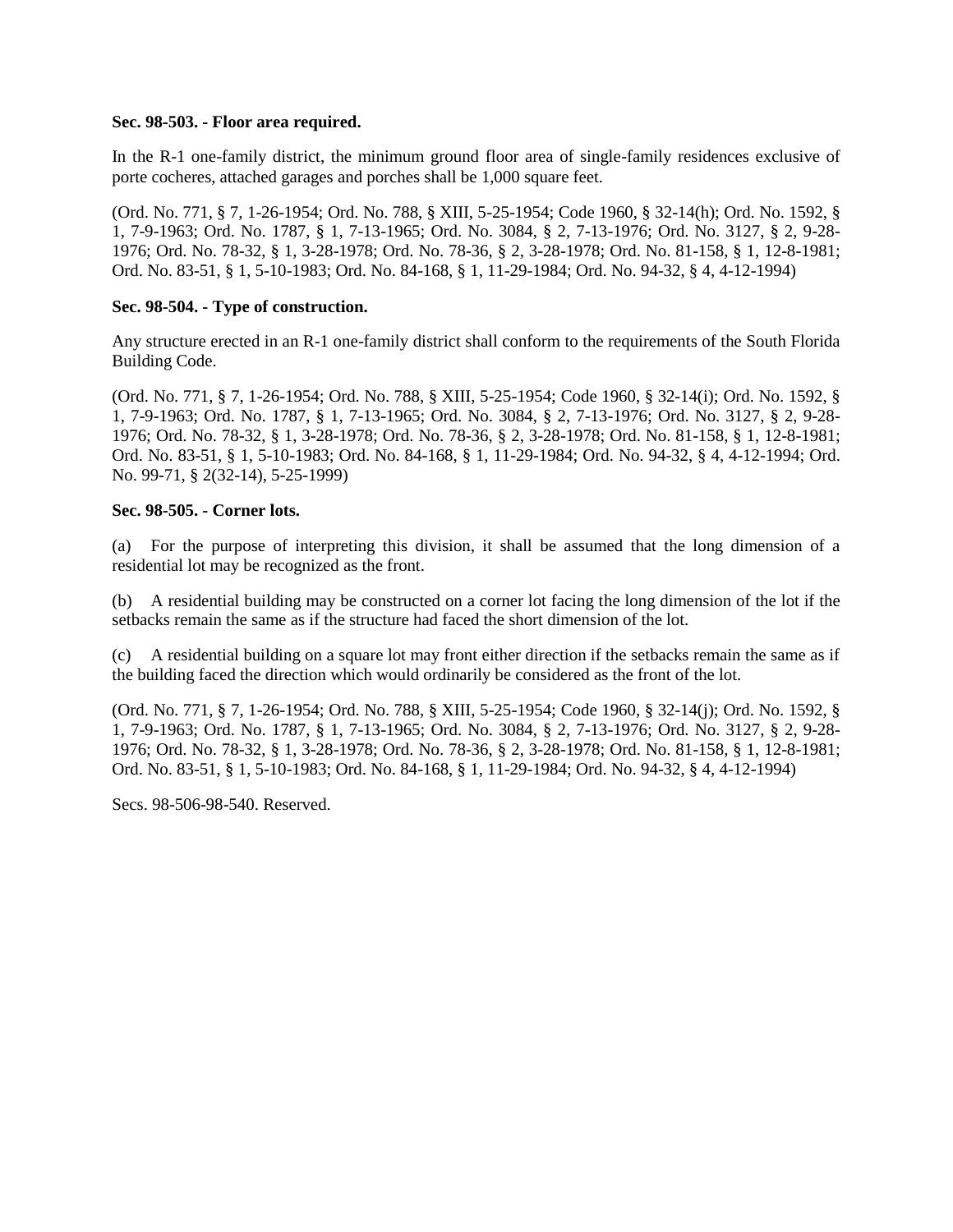**Sec. 98-503. - Floor area required.**

In the R-1 one-family district, the minimum ground floor area of single-family residences exclusive of porte cocheres, attached garages and porches shall be 1,000 square feet.

(Ord. No. 771, § 7, 1-26-1954; Ord. No. 788, § XIII, 5-25-1954; Code 1960, § 32-14(h); Ord. No. 1592, § 1, 7-9-1963; Ord. No. 1787, § 1, 7-13-1965; Ord. No. 3084, § 2, 7-13-1976; Ord. No. 3127, § 2, 9-28-1976; Ord. No. 78-32, § 1, 3-28-1978; Ord. No. 78-36, § 2, 3-28-1978; Ord. No. 81-158, § 1, 12-8-1981; Ord. No. 83-51, § 1, 5-10-1983; Ord. No. 84-168, § 1, 11-29-1984; Ord. No. 94-32, § 4, 4-12-1994)

**Sec. 98-504. - Type of construction.**

Any structure erected in an R-1 one-family district shall conform to the requirements of the South Florida Building Code.

(Ord. No. 771, § 7, 1-26-1954; Ord. No. 788, § XIII, 5-25-1954; Code 1960, § 32-14(i); Ord. No. 1592, § 1, 7-9-1963; Ord. No. 1787, § 1, 7-13-1965; Ord. No. 3084, § 2, 7-13-1976; Ord. No. 3127, § 2, 9-28-1976; Ord. No. 78-32, § 1, 3-28-1978; Ord. No. 78-36, § 2, 3-28-1978; Ord. No. 81-158, § 1, 12-8-1981; Ord. No. 83-51, § 1, 5-10-1983; Ord. No. 84-168, § 1, 11-29-1984; Ord. No. 94-32, § 4, 4-12-1994; Ord. No. 99-71, § 2(32-14), 5-25-1999)

**Sec. 98-505. - Corner lots.**

(a) For the purpose of interpreting this division, it shall be assumed that the long dimension of a residential lot may be recognized as the front.

(b) A residential building may be constructed on a corner lot facing the long dimension of the lot if the setbacks remain the same as if the structure had faced the short dimension of the lot.

(c) A residential building on a square lot may front either direction if the setbacks remain the same as if the building faced the direction which would ordinarily be considered as the front of the lot.

(Ord. No. 771, § 7, 1-26-1954; Ord. No. 788, § XIII, 5-25-1954; Code 1960, § 32-14(j); Ord. No. 1592, § 1, 7-9-1963; Ord. No. 1787, § 1, 7-13-1965; Ord. No. 3084, § 2, 7-13-1976; Ord. No. 3127, § 2, 9-28-1976; Ord. No. 78-32, § 1, 3-28-1978; Ord. No. 78-36, § 2, 3-28-1978; Ord. No. 81-158, § 1, 12-8-1981; Ord. No. 83-51, § 1, 5-10-1983; Ord. No. 84-168, § 1, 11-29-1984; Ord. No. 94-32, § 4, 4-12-1994)

Secs. 98-506-98-540. Reserved.